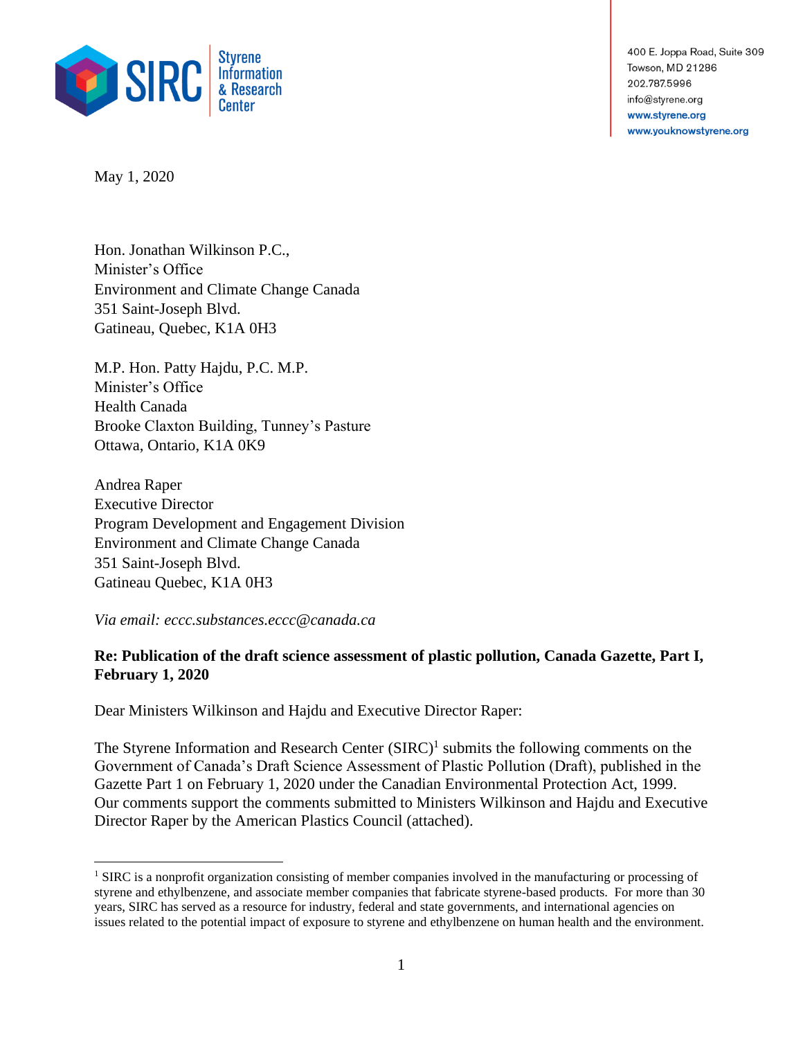Styrene Information & Research Center

400 E. Joppa Road, Suite 309
Towson, MD 21286
202.787.5996
info@styrene.org
www.styrene.org
www.youknowstyrene.org

May 1, 2020

Hon. Jonathan Wilkinson P.C.,
Minister's Office
Environment and Climate Change Canada
351 Saint-Joseph Blvd.
Gatineau, Quebec, K1A 0H3

M.P. Hon. Patty Hajdu, P.C. M.P.
Minister's Office
Health Canada
Brooke Claxton Building, Tunney's Pasture
Ottawa, Ontario, K1A 0K9

Andrea Raper
Executive Director
Program Development and Engagement Division
Environment and Climate Change Canada
351 Saint-Joseph Blvd.
Gatineau Quebec, K1A 0H3

*Via email: eccc.substances.eccc@canada.ca*

**Re: Publication of the draft science assessment of plastic pollution, Canada Gazette, Part I, February 1, 2020**

Dear Ministers Wilkinson and Hajdu and Executive Director Raper:

The Styrene Information and Research Center (SIRC)[1] submits the following comments on the Government of Canada's Draft Science Assessment of Plastic Pollution (Draft), published in the Gazette Part 1 on February 1, 2020 under the Canadian Environmental Protection Act, 1999. Our comments support the comments submitted to Ministers Wilkinson and Hajdu and Executive Director Raper by the American Plastics Council (attached).

[1] SIRC is a nonprofit organization consisting of member companies involved in the manufacturing or processing of styrene and ethylbenzene, and associate member companies that fabricate styrene-based products. For more than 30 years, SIRC has served as a resource for industry, federal and state governments, and international agencies on issues related to the potential impact of exposure to styrene and ethylbenzene on human health and the environment.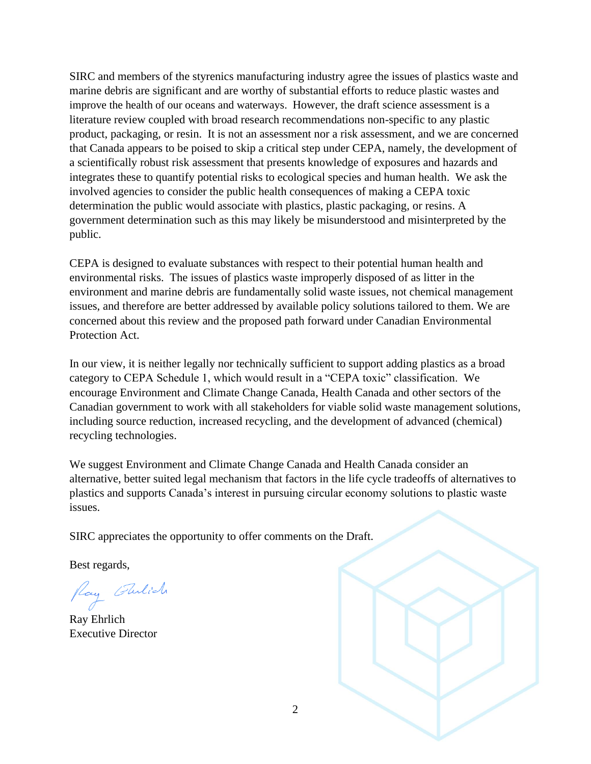SIRC and members of the styrenics manufacturing industry agree the issues of plastics waste and marine debris are significant and are worthy of substantial efforts to reduce plastic wastes and improve the health of our oceans and waterways. However, the draft science assessment is a literature review coupled with broad research recommendations non-specific to any plastic product, packaging, or resin. It is not an assessment nor a risk assessment, and we are concerned that Canada appears to be poised to skip a critical step under CEPA, namely, the development of a scientifically robust risk assessment that presents knowledge of exposures and hazards and integrates these to quantify potential risks to ecological species and human health. We ask the involved agencies to consider the public health consequences of making a CEPA toxic determination the public would associate with plastics, plastic packaging, or resins. A government determination such as this may likely be misunderstood and misinterpreted by the public.

CEPA is designed to evaluate substances with respect to their potential human health and environmental risks. The issues of plastics waste improperly disposed of as litter in the environment and marine debris are fundamentally solid waste issues, not chemical management issues, and therefore are better addressed by available policy solutions tailored to them. We are concerned about this review and the proposed path forward under Canadian Environmental Protection Act.

In our view, it is neither legally nor technically sufficient to support adding plastics as a broad category to CEPA Schedule 1, which would result in a "CEPA toxic" classification. We encourage Environment and Climate Change Canada, Health Canada and other sectors of the Canadian government to work with all stakeholders for viable solid waste management solutions, including source reduction, increased recycling, and the development of advanced (chemical) recycling technologies.

We suggest Environment and Climate Change Canada and Health Canada consider an alternative, better suited legal mechanism that factors in the life cycle tradeoffs of alternatives to plastics and supports Canada's interest in pursuing circular economy solutions to plastic waste issues.

SIRC appreciates the opportunity to offer comments on the Draft.

Best regards,

Ray Ehrlich

Ray Ehrlich
Executive Director